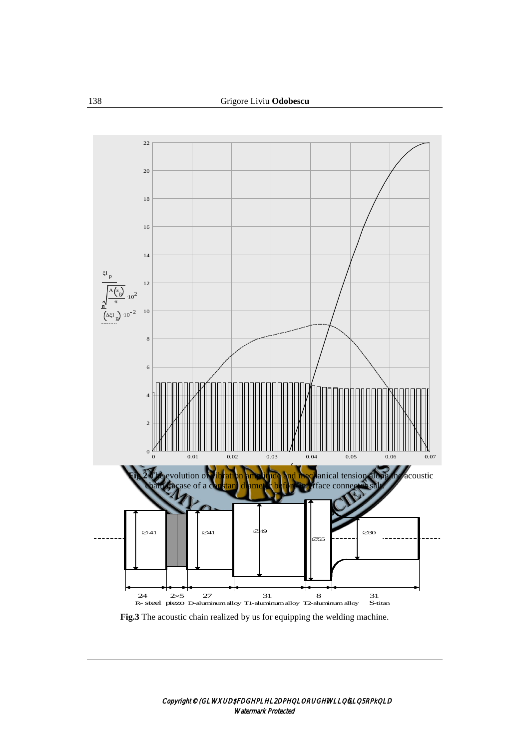**Fig.2** The evolution of vibration amplitude and mechanical tension along the acoustic chain in case of a constant diameter before interface connector salt.

**Fig.3** The acoustic chain realized by us for equipping the welding machine.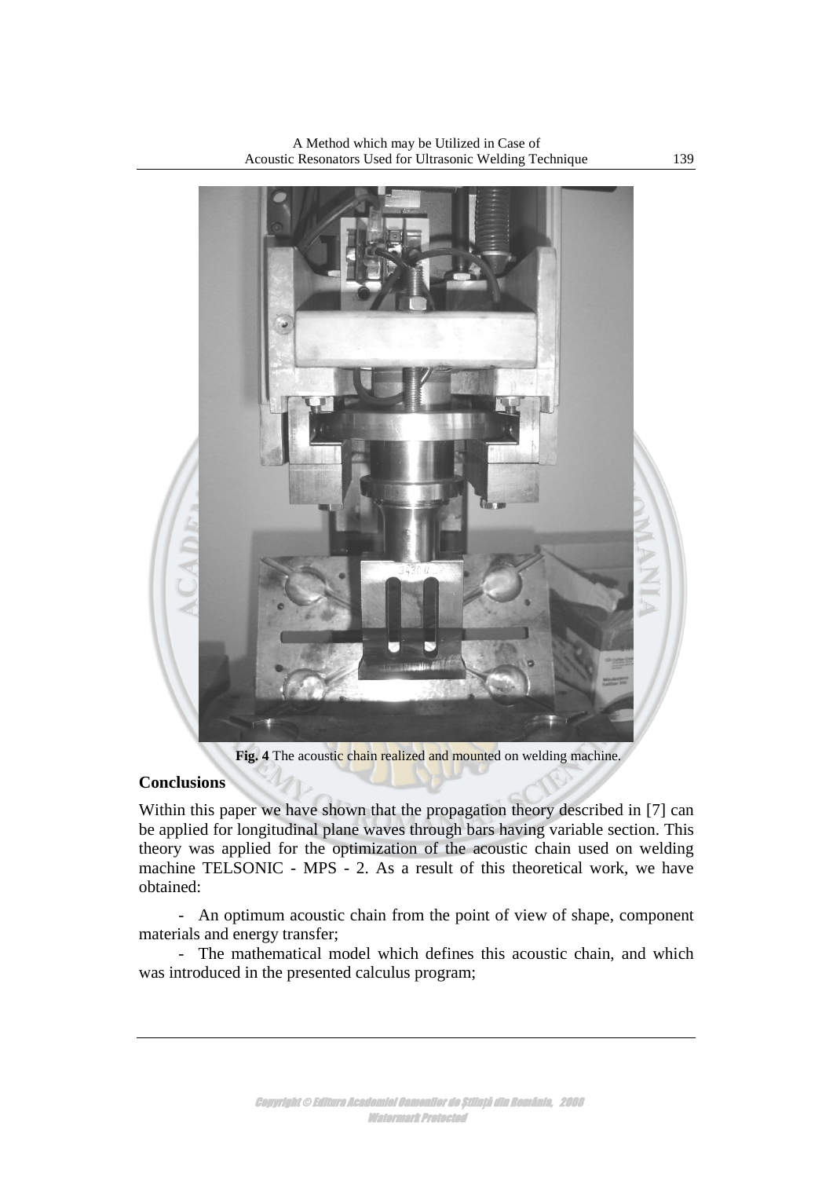**Fig. 4** The acoustic chain realized and mounted on welding machine.

## Conclusions

Within this paper we have shown that the propagation theory described in [7] can be applied for longitudinal plane waves through bars having variable section. This theory was applied for the optimization of the acoustic chain used on welding machine TELSONIC - MPS - 2. As a result of this theoretical work, we have obtained:

- An optimum acoustic chain from the point of view of shape, component materials and energy transfer;
- The mathematical model which defines this acoustic chain, and which was introduced in the presented calculus program;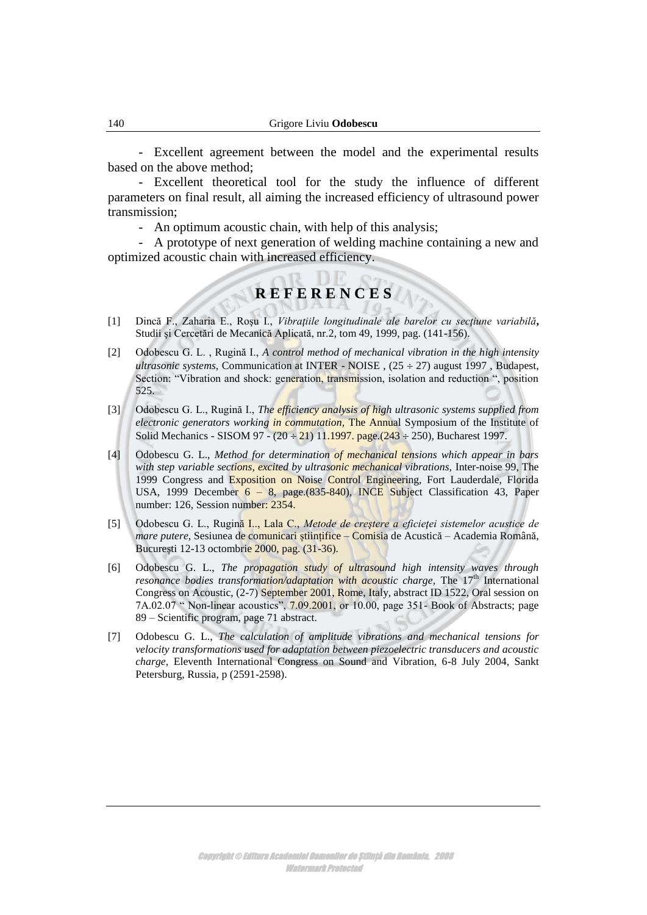- Excellent agreement between the model and the experimental results based on the above method;

- Excellent theoretical tool for the study the influence of different parameters on final result, all aiming the increased efficiency of ultrasound power transmission;

- An optimum acoustic chain, with help of this analysis;

- A prototype of next generation of welding machine containing a new and optimized acoustic chain with increased efficiency.

## R E F E R E N C E S

[1] Dincă F., Zaharia E., Roşu I., *Vibraţiile longitudinale ale barelor cu secţiune variabilă***,** Studii şi Cercetări de Mecanică Aplicată, nr.2, tom 49, 1999, pag. (141-156).

[2] Odobescu G. L. , Rugină I., *A control method of mechanical vibration in the high intensity ultrasonic systems,* Communication at INTER - NOISE , (25 ÷ 27) august 1997 , Budapest, Section: "Vibration and shock: generation, transmission, isolation and reduction ", position 525.

[3] Odobescu G. L., Rugină I., *The efficiency analysis of high ultrasonic systems supplied from electronic generators working in commutation,* The Annual Symposium of the Institute of Solid Mechanics - SISOM 97 - (20 ÷ 21) 11.1997. page.(243 ÷ 250), Bucharest 1997.

[4] Odobescu G. L., *Method for determination of mechanical tensions which appear in bars with step variable sections, excited by ultrasonic mechanical vibrations,* Inter-noise 99, The 1999 Congress and Exposition on Noise Control Engineering, Fort Lauderdale, Florida USA, 1999 December 6 – 8, page.(835-840), INCE Subject Classification 43, Paper number: 126, Session number: 2354.

[5] Odobescu G. L., Rugină I.., Lala C., *Metode de creştere a eficieţei sistemelor acustice de mare putere,* Sesiunea de comunicari ştiinţifice – Comisia de Acustică – Academia Română, Bucureşti 12-13 octombrie 2000, pag. (31-36).

[6] Odobescu G. L., *The propagation study of ultrasound high intensity waves through resonance bodies transformation/adaptation with acoustic charge,* The 17th International Congress on Acoustic, (2-7) September 2001, Rome, Italy, abstract ID 1522, Oral session on 7A.02.07 " Non-linear acoustics", 7.09.2001, or 10.00, page 351- Book of Abstracts; page 89 – Scientific program, page 71 abstract.

[7] Odobescu G. L., *The calculation of amplitude vibrations and mechanical tensions for velocity transformations used for adaptation between piezoelectric transducers and acoustic charge,* Eleventh International Congress on Sound and Vibration, 6-8 July 2004, Sankt Petersburg, Russia, p (2591-2598).